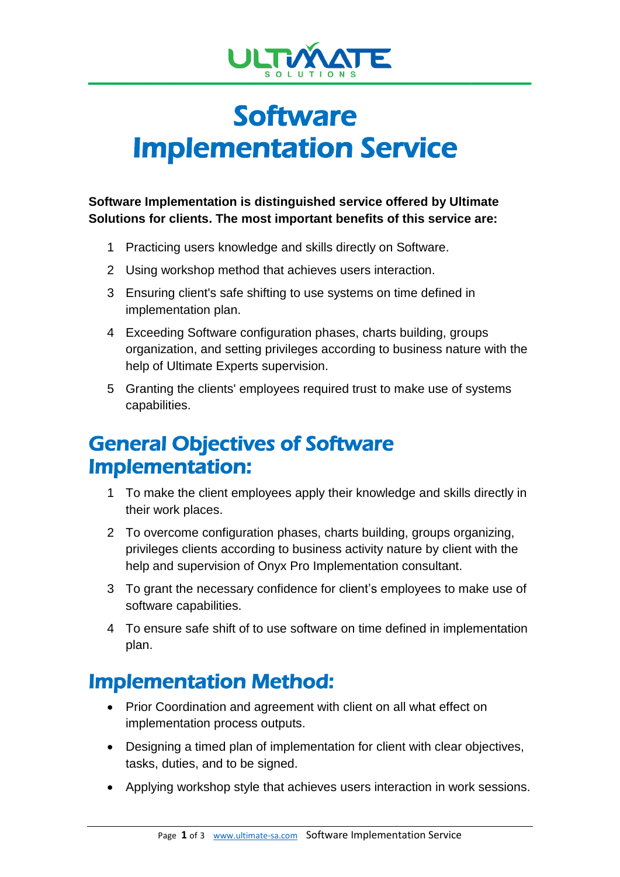# Software Implementation Service

**Software Implementation is distinguished service offered by Ultimate Solutions for clients. The most important benefits of this service are:**

1. Practicing users knowledge and skills directly on Software.
2. Using workshop method that achieves users interaction.
3. Ensuring client's safe shifting to use systems on time defined in implementation plan.
4. Exceeding Software configuration phases, charts building, groups organization, and setting privileges according to business nature with the help of Ultimate Experts supervision.
5. Granting the clients' employees required trust to make use of systems capabilities.

## General Objectives of Software Implementation:

1. To make the client employees apply their knowledge and skills directly in their work places.
2. To overcome configuration phases, charts building, groups organizing, privileges clients according to business activity nature by client with the help and supervision of Onyx Pro Implementation consultant.
3. To grant the necessary confidence for client's employees to make use of software capabilities.
4. To ensure safe shift of to use software on time defined in implementation plan.

## Implementation Method:

- Prior Coordination and agreement with client on all what effect on implementation process outputs.
- Designing a timed plan of implementation for client with clear objectives, tasks, duties, and to be signed.
- Applying workshop style that achieves users interaction in work sessions.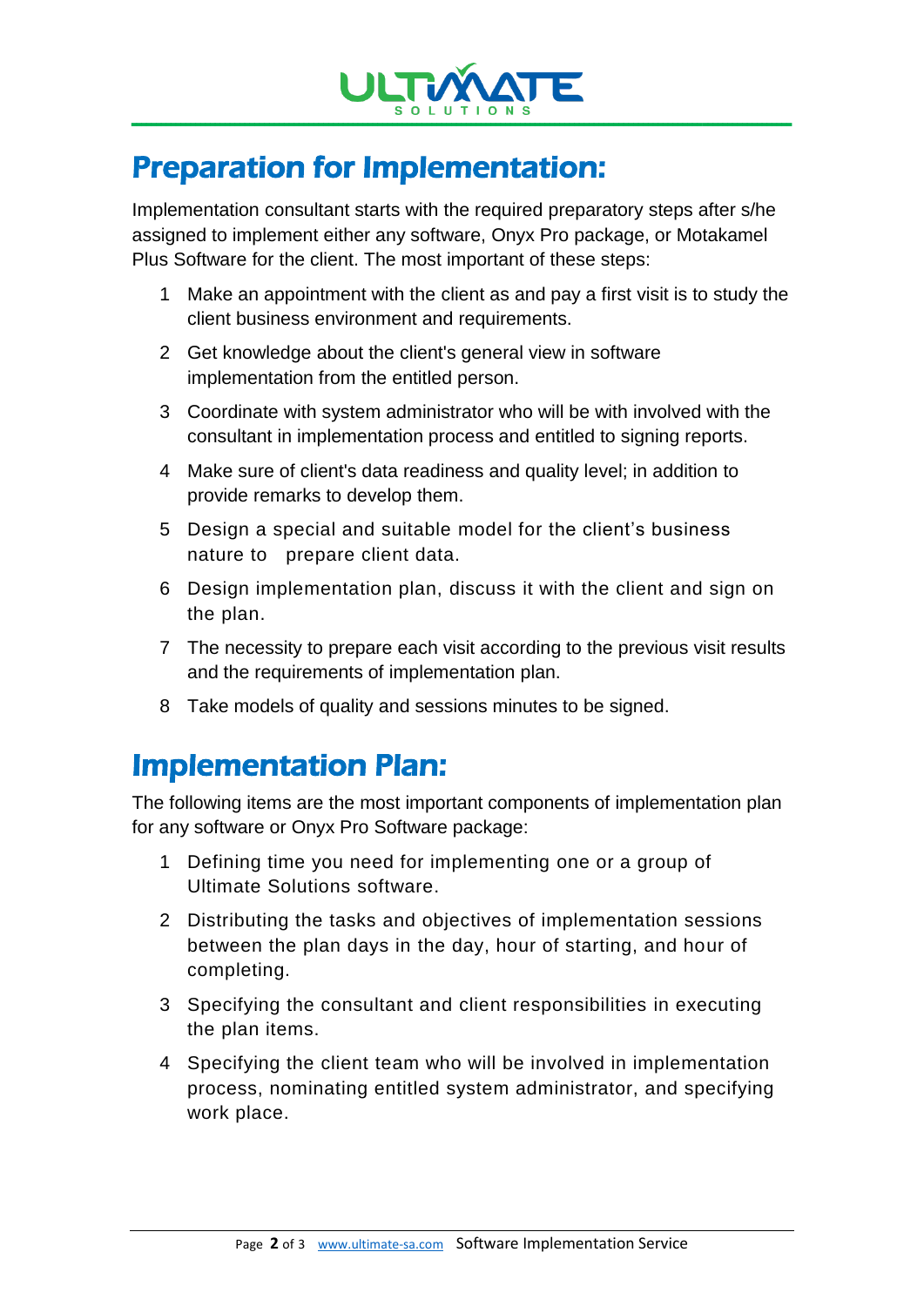## Preparation for Implementation:

Implementation consultant starts with the required preparatory steps after s/he assigned to implement either any software, Onyx Pro package, or Motakamel Plus Software for the client. The most important of these steps:

1. Make an appointment with the client as and pay a first visit is to study the client business environment and requirements.
2. Get knowledge about the client's general view in software implementation from the entitled person.
3. Coordinate with system administrator who will be with involved with the consultant in implementation process and entitled to signing reports.
4. Make sure of client's data readiness and quality level; in addition to provide remarks to develop them.
5. Design a special and suitable model for the client's business nature to prepare client data.
6. Design implementation plan, discuss it with the client and sign on the plan.
7. The necessity to prepare each visit according to the previous visit results and the requirements of implementation plan.
8. Take models of quality and sessions minutes to be signed.

## Implementation Plan:

The following items are the most important components of implementation plan for any software or Onyx Pro Software package:

1. Defining time you need for implementing one or a group of Ultimate Solutions software.
2. Distributing the tasks and objectives of implementation sessions between the plan days in the day, hour of starting, and hour of completing.
3. Specifying the consultant and client responsibilities in executing the plan items.
4. Specifying the client team who will be involved in implementation process, nominating entitled system administrator, and specifying work place.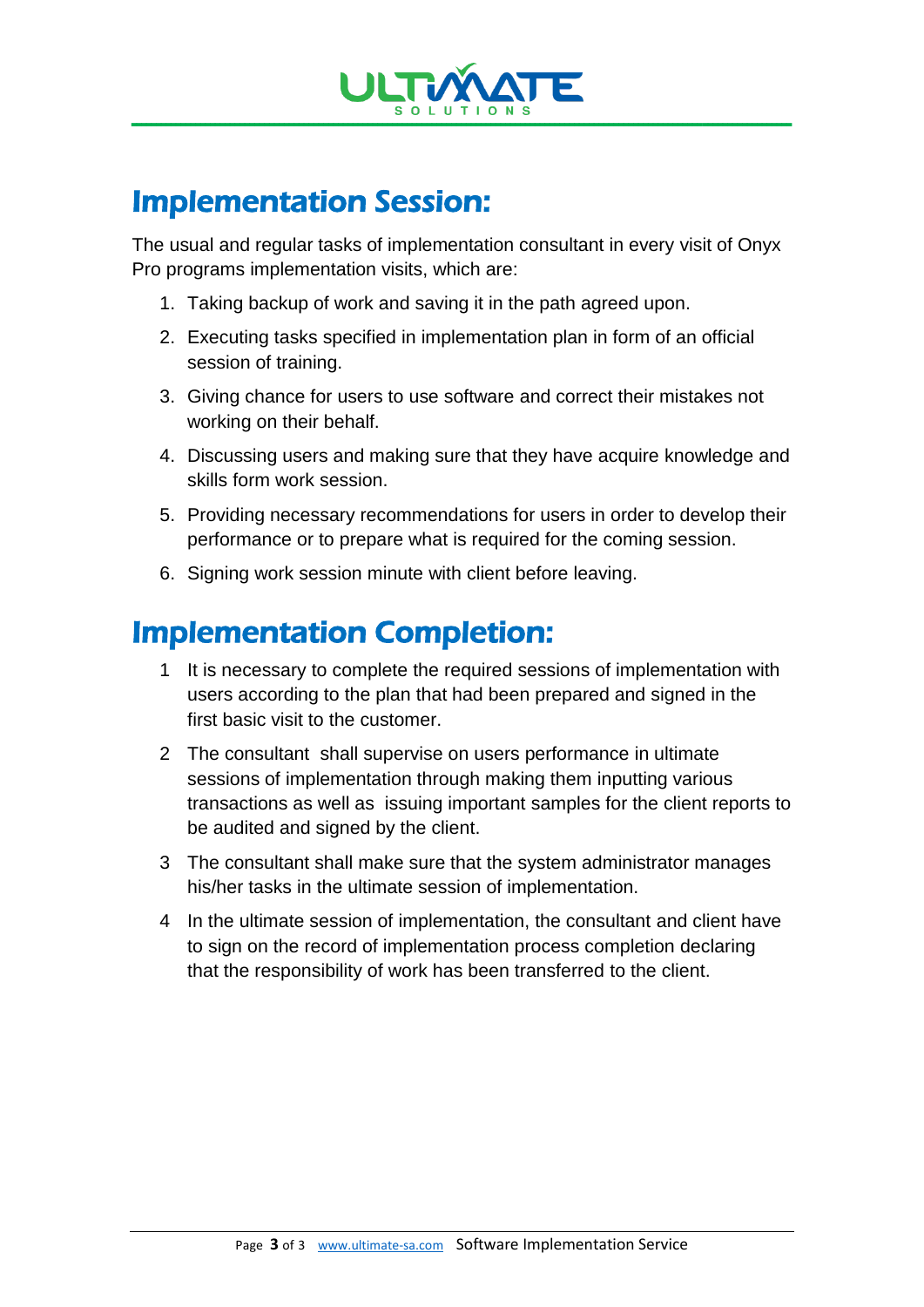## Implementation Session:

The usual and regular tasks of implementation consultant in every visit of Onyx Pro programs implementation visits, which are:

1. Taking backup of work and saving it in the path agreed upon.
2. Executing tasks specified in implementation plan in form of an official session of training.
3. Giving chance for users to use software and correct their mistakes not working on their behalf.
4. Discussing users and making sure that they have acquire knowledge and skills form work session.
5. Providing necessary recommendations for users in order to develop their performance or to prepare what is required for the coming session.
6. Signing work session minute with client before leaving.

## Implementation Completion:

1. It is necessary to complete the required sessions of implementation with users according to the plan that had been prepared and signed in the first basic visit to the customer.
2. The consultant shall supervise on users performance in ultimate sessions of implementation through making them inputting various transactions as well as issuing important samples for the client reports to be audited and signed by the client.
3. The consultant shall make sure that the system administrator manages his/her tasks in the ultimate session of implementation.
4. In the ultimate session of implementation, the consultant and client have to sign on the record of implementation process completion declaring that the responsibility of work has been transferred to the client.